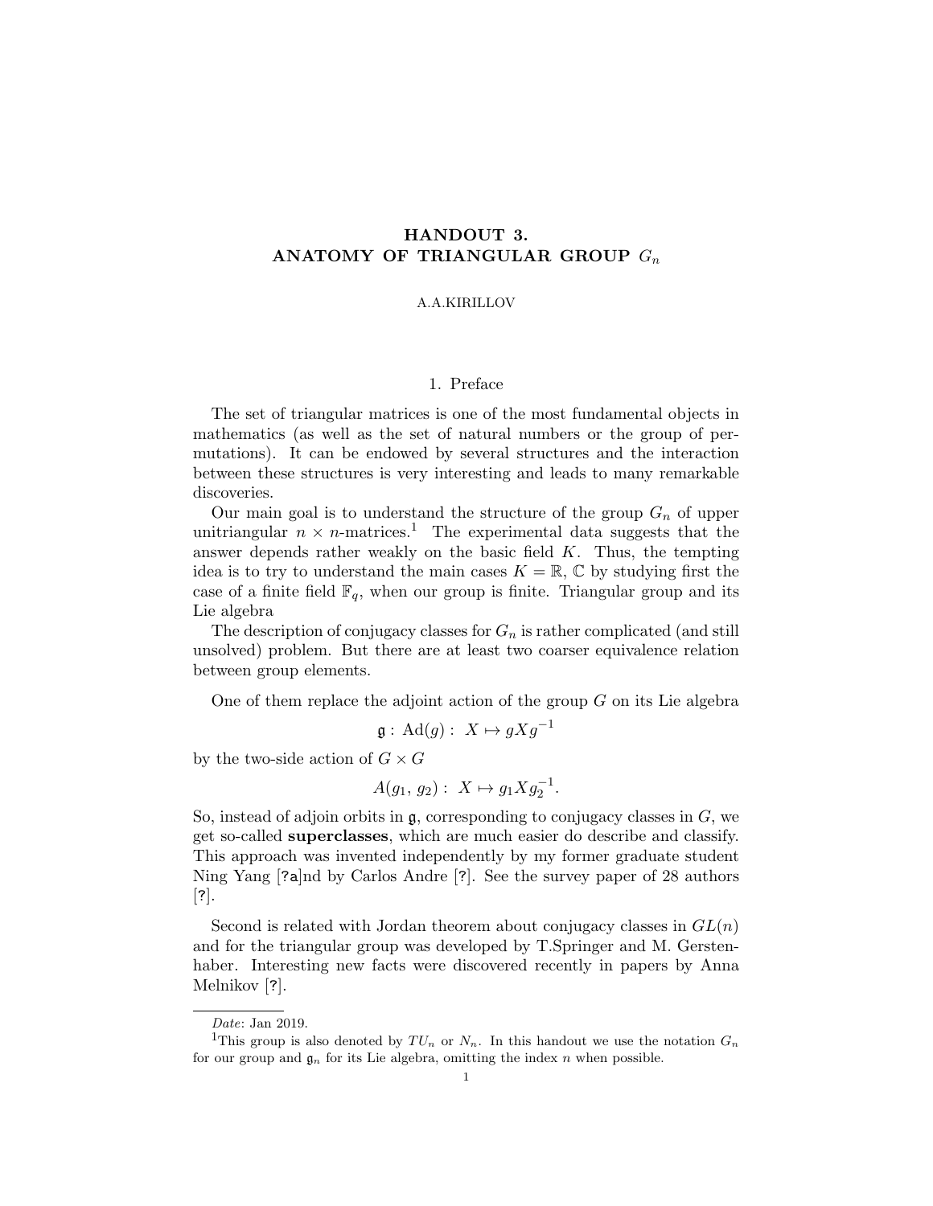# HANDOUT 3.
# ANATOMY OF TRIANGULAR GROUP $G_n$

A.A.KIRILLOV

## 1. Preface

The set of triangular matrices is one of the most fundamental objects in mathematics (as well as the set of natural numbers or the group of permutations). It can be endowed by several structures and the interaction between these structures is very interesting and leads to many remarkable discoveries.

Our main goal is to understand the structure of the group $G_n$ of upper unitriangular $n \times n$-matrices.[1] The experimental data suggests that the answer depends rather weakly on the basic field $K$. Thus, the tempting idea is to try to understand the main cases $K = \mathbb{R}$, $\mathbb{C}$ by studying first the case of a finite field $\mathbb{F}_q$, when our group is finite. Triangular group and its Lie algebra

The description of conjugacy classes for $G_n$ is rather complicated (and still unsolved) problem. But there are at least two coarser equivalence relation between group elements.

One of them replace the adjoint action of the group $G$ on its Lie algebra

$$\mathfrak{g}: \ \mathrm{Ad}(g): \ X \mapsto gXg^{-1}$$

by the two-side action of $G \times G$

$$A(g_1, \, g_2): \ X \mapsto g_1 X g_2^{-1}.$$

So, instead of adjoin orbits in $\mathfrak{g}$, corresponding to conjugacy classes in $G$, we get so-called **superclasses**, which are much easier do describe and classify. This approach was invented independently by my former graduate student Ning Yang [?a]nd by Carlos Andre [?]. See the survey paper of 28 authors [?].

Second is related with Jordan theorem about conjugacy classes in $GL(n)$ and for the triangular group was developed by T.Springer and M. Gerstenhaber. Interesting new facts were discovered recently in papers by Anna Melnikov [?].

---

*Date*: Jan 2019.

[1] This group is also denoted by $TU_n$ or $N_n$. In this handout we use the notation $G_n$ for our group and $\mathfrak{g}_n$ for its Lie algebra, omitting the index $n$ when possible.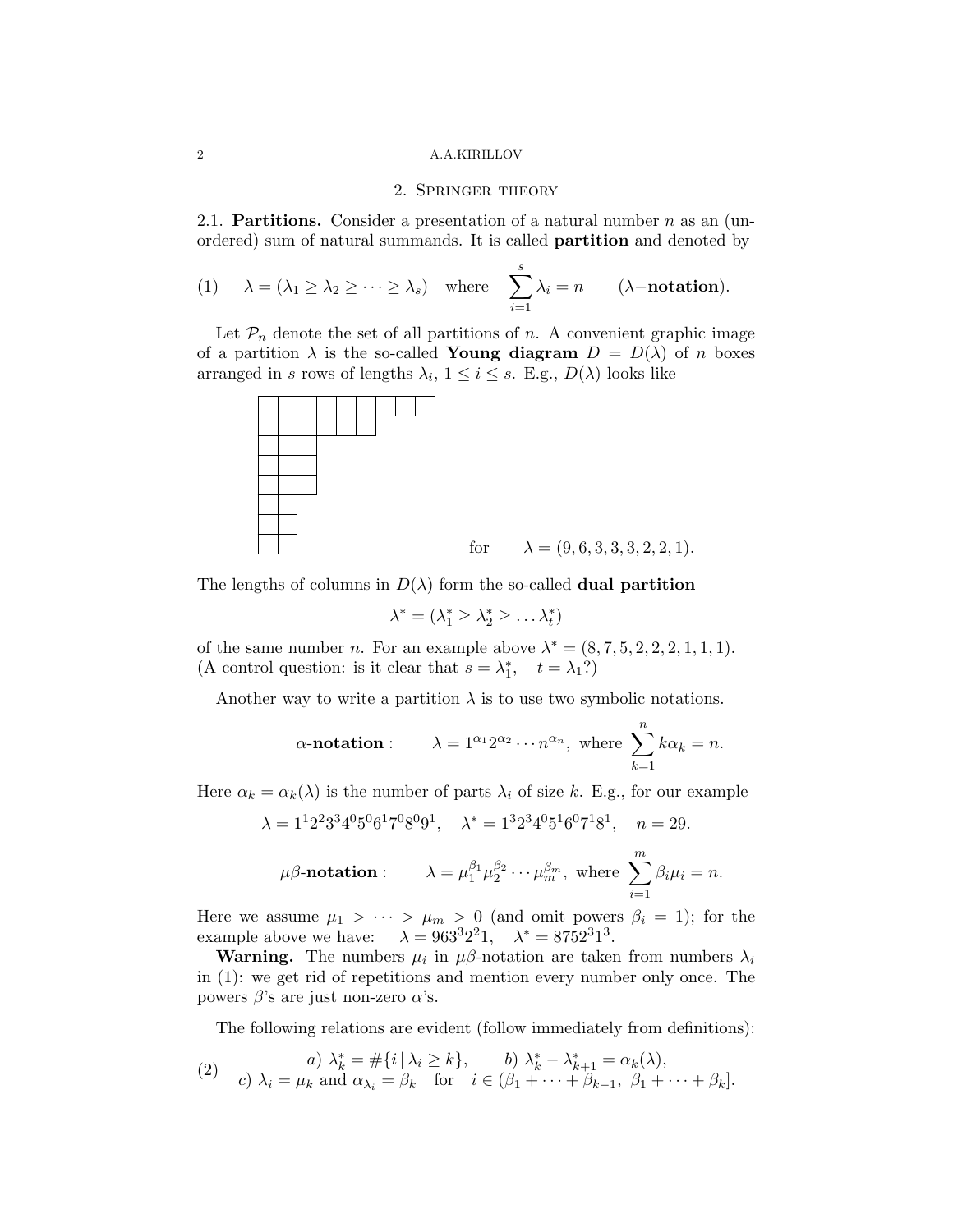## 2. Springer theory

2.1. **Partitions.** Consider a presentation of a natural number $n$ as an (unordered) sum of natural summands. It is called **partition** and denoted by

$$\lambda = (\lambda_1 \geq \lambda_2 \geq \cdots \geq \lambda_s) \quad \text{where} \quad \sum_{i=1}^{s} \lambda_i = n \qquad (\lambda\text{−}\mathbf{notation}). \tag{1}$$

Let $\mathcal{P}_n$ denote the set of all partitions of $n$. A convenient graphic image of a partition $\lambda$ is the so-called **Young diagram** $D = D(\lambda)$ of $n$ boxes arranged in $s$ rows of lengths $\lambda_i$, $1 \leq i \leq s$. E.g., $D(\lambda)$ looks like

for $\qquad \lambda = (9, 6, 3, 3, 3, 2, 2, 1)$.

The lengths of columns in $D(\lambda)$ form the so-called **dual partition**

$$\lambda^* = (\lambda_1^* \geq \lambda_2^* \geq \dots \lambda_t^*)$$

of the same number $n$. For an example above $\lambda^* = (8, 7, 5, 2, 2, 2, 1, 1, 1)$. (A control question: is it clear that $s = \lambda_1^*, \quad t = \lambda_1$?)

Another way to write a partition $\lambda$ is to use two symbolic notations.

$$\alpha\text{-}\mathbf{notation}: \qquad \lambda = 1^{\alpha_1} 2^{\alpha_2} \cdots n^{\alpha_n}, \text{ where } \sum_{k=1}^{n} k\alpha_k = n.$$

Here $\alpha_k = \alpha_k(\lambda)$ is the number of parts $\lambda_i$ of size $k$. E.g., for our example

$$\lambda = 1^1 2^2 3^3 4^0 5^0 6^1 7^0 8^0 9^1, \quad \lambda^* = 1^3 2^3 4^0 5^1 6^0 7^1 8^1, \quad n = 29.$$

$$\mu\beta\text{-}\mathbf{notation}: \qquad \lambda = \mu_1^{\beta_1} \mu_2^{\beta_2} \cdots \mu_m^{\beta_m}, \text{ where } \sum_{i=1}^{m} \beta_i \mu_i = n.$$

Here we assume $\mu_1 > \cdots > \mu_m > 0$ (and omit powers $\beta_i = 1$); for the example above we have: $\quad \lambda = 963^3 2^2 1, \quad \lambda^* = 8752^3 1^3$.

**Warning.** The numbers $\mu_i$ in $\mu\beta$-notation are taken from numbers $\lambda_i$ in (1): we get rid of repetitions and mention every number only once. The powers $\beta$'s are just non-zero $\alpha$'s.

The following relations are evident (follow immediately from definitions):

$$\begin{array}{c} a)\ \lambda_k^* = \#\{i \,|\, \lambda_i \geq k\}, \qquad b)\ \lambda_k^* - \lambda_{k+1}^* = \alpha_k(\lambda), \\ c)\ \lambda_i = \mu_k \text{ and } \alpha_{\lambda_i} = \beta_k \quad \text{for} \quad i \in (\beta_1 + \cdots + \beta_{k-1},\ \beta_1 + \cdots + \beta_k]. \end{array} \tag{2}$$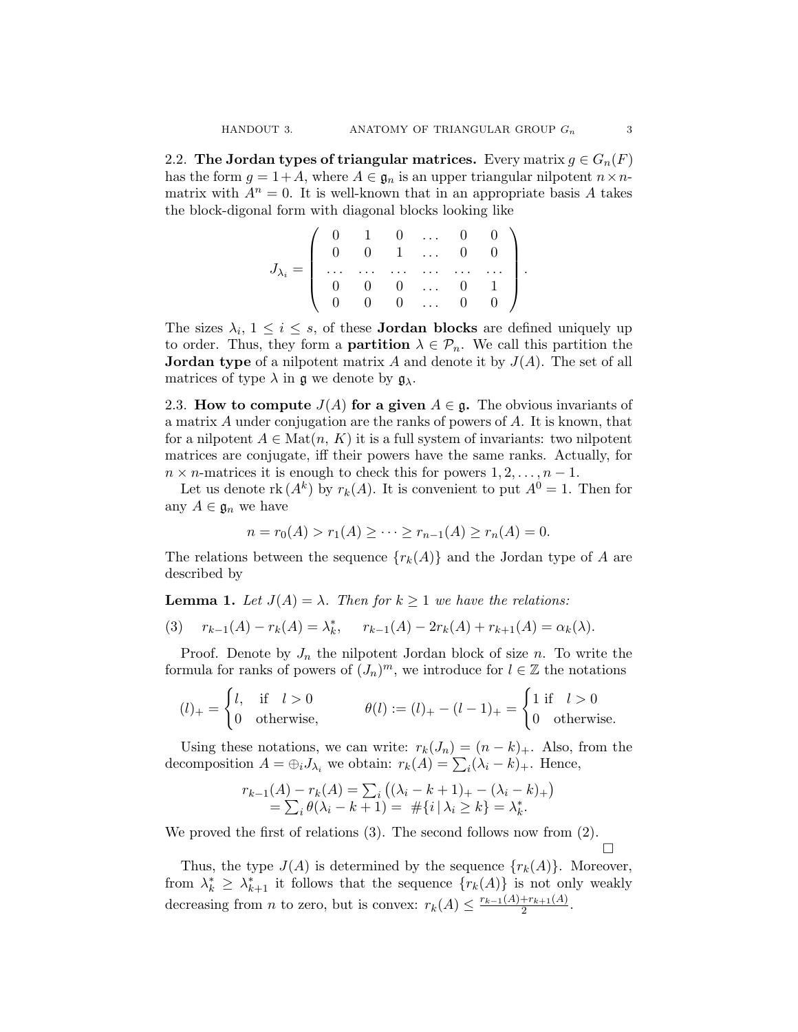**2.2. The Jordan types of triangular matrices.** Every matrix $g \in G_n(F)$ has the form $g = 1 + A$, where $A \in \mathfrak{g}_n$ is an upper triangular nilpotent $n \times n$-matrix with $A^n = 0$. It is well-known that in an appropriate basis $A$ takes the block-digonal form with diagonal blocks looking like

$$J_{\lambda_i} = \begin{pmatrix} 0 & 1 & 0 & \dots & 0 & 0 \\ 0 & 0 & 1 & \dots & 0 & 0 \\ \dots & \dots & \dots & \dots & \dots & \dots \\ 0 & 0 & 0 & \dots & 0 & 1 \\ 0 & 0 & 0 & \dots & 0 & 0 \end{pmatrix}.$$

The sizes $\lambda_i$, $1 \le i \le s$, of these **Jordan blocks** are defined uniquely up to order. Thus, they form a **partition** $\lambda \in \mathcal{P}_n$. We call this partition the **Jordan type** of a nilpotent matrix $A$ and denote it by $J(A)$. The set of all matrices of type $\lambda$ in $\mathfrak{g}$ we denote by $\mathfrak{g}_\lambda$.

**2.3. How to compute $J(A)$ for a given $A \in \mathfrak{g}$.** The obvious invariants of a matrix $A$ under conjugation are the ranks of powers of $A$. It is known, that for a nilpotent $A \in \mathrm{Mat}(n, K)$ it is a full system of invariants: two nilpotent matrices are conjugate, iff their powers have the same ranks. Actually, for $n \times n$-matrices it is enough to check this for powers $1, 2, \dots, n-1$.

Let us denote $\mathrm{rk}\,(A^k)$ by $r_k(A)$. It is convenient to put $A^0 = 1$. Then for any $A \in \mathfrak{g}_n$ we have

$$n = r_0(A) > r_1(A) \ge \dots \ge r_{n-1}(A) \ge r_n(A) = 0.$$

The relations between the sequence $\{r_k(A)\}$ and the Jordan type of $A$ are described by

**Lemma 1.** *Let $J(A) = \lambda$. Then for $k \ge 1$ we have the relations:*

$$(3) \qquad r_{k-1}(A) - r_k(A) = \lambda_k^*, \qquad r_{k-1}(A) - 2r_k(A) + r_{k+1}(A) = \alpha_k(\lambda).$$

Proof. Denote by $J_n$ the nilpotent Jordan block of size $n$. To write the formula for ranks of powers of $(J_n)^m$, we introduce for $l \in \mathbb{Z}$ the notations

$$(l)_+ = \begin{cases} l, & \text{if} \quad l > 0 \\ 0 & \text{otherwise,} \end{cases} \qquad \theta(l) := (l)_+ - (l-1)_+ = \begin{cases} 1 \text{ if} & l > 0 \\ 0 & \text{otherwise.} \end{cases}$$

Using these notations, we can write: $r_k(J_n) = (n-k)_+$. Also, from the decomposition $A = \oplus_i J_{\lambda_i}$ we obtain: $r_k(A) = \sum_i (\lambda_i - k)_+$. Hence,

$$\begin{aligned} r_{k-1}(A) - r_k(A) &= \textstyle\sum_i \big( (\lambda_i - k + 1)_+ - (\lambda_i - k)_+ \big) \\ &= \textstyle\sum_i \theta(\lambda_i - k + 1) = \#\{i \mid \lambda_i \ge k\} = \lambda_k^*. \end{aligned}$$

We proved the first of relations (3). The second follows now from (2). $\square$

Thus, the type $J(A)$ is determined by the sequence $\{r_k(A)\}$. Moreover, from $\lambda_k^* \ge \lambda_{k+1}^*$ it follows that the sequence $\{r_k(A)\}$ is not only weakly decreasing from $n$ to zero, but is convex: $r_k(A) \le \frac{r_{k-1}(A) + r_{k+1}(A)}{2}$.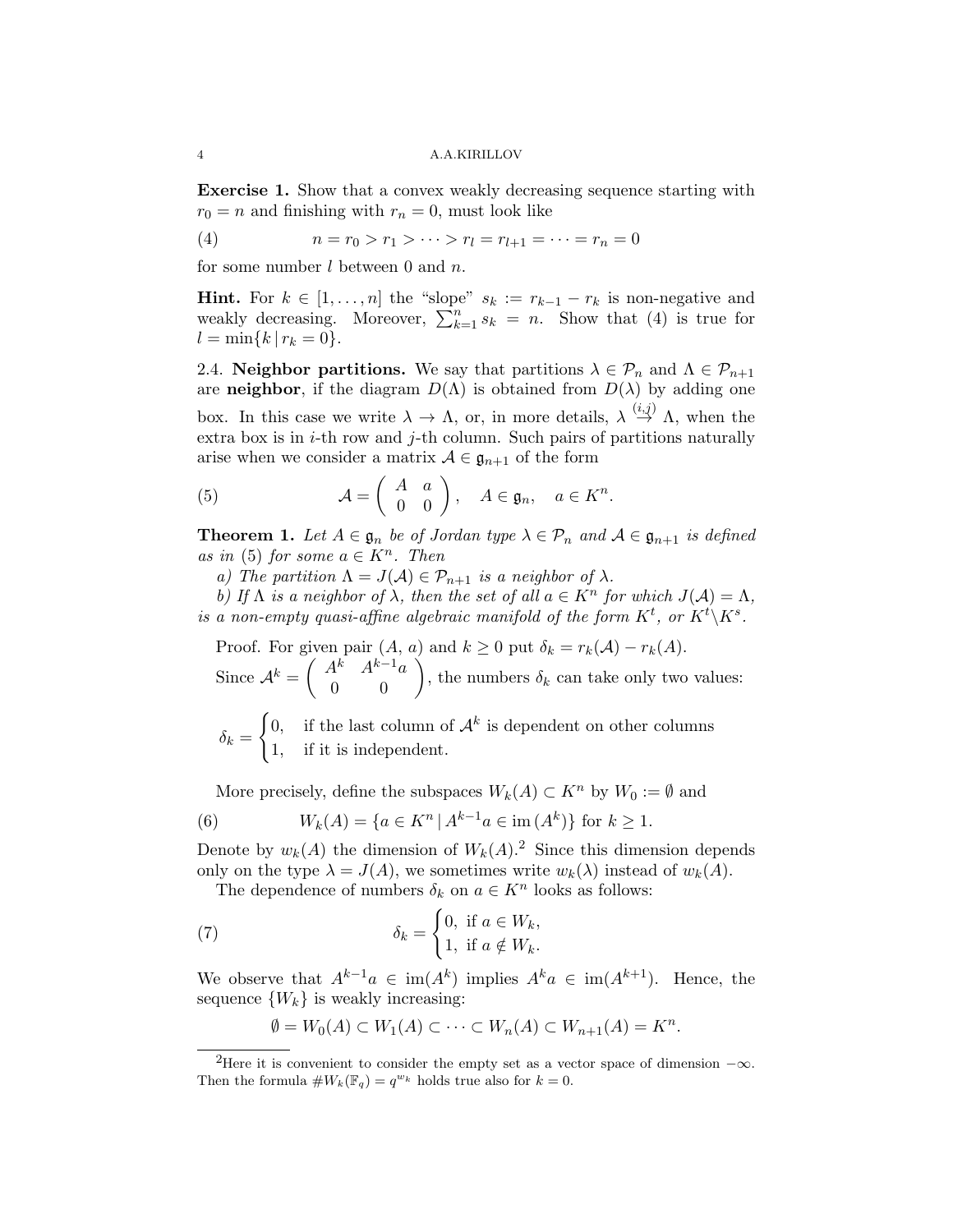**Exercise 1.** Show that a convex weakly decreasing sequence starting with $r_0 = n$ and finishing with $r_n = 0$, must look like

$$n = r_0 > r_1 > \cdots > r_l = r_{l+1} = \cdots = r_n = 0 \tag{4}$$

for some number $l$ between 0 and $n$.

**Hint.** For $k \in [1, \ldots, n]$ the "slope" $s_k := r_{k-1} - r_k$ is non-negative and weakly decreasing. Moreover, $\sum_{k=1}^{n} s_k = n$. Show that (4) is true for $l = \min\{k \,|\, r_k = 0\}$.

2.4. **Neighbor partitions.** We say that partitions $\lambda \in \mathcal{P}_n$ and $\Lambda \in \mathcal{P}_{n+1}$ are **neighbor**, if the diagram $D(\Lambda)$ is obtained from $D(\lambda)$ by adding one box. In this case we write $\lambda \to \Lambda$, or, in more details, $\lambda \overset{(i,j)}{\to} \Lambda$, when the extra box is in $i$-th row and $j$-th column. Such pairs of partitions naturally arise when we consider a matrix $\mathcal{A} \in \mathfrak{g}_{n+1}$ of the form

$$\mathcal{A} = \begin{pmatrix} A & a \\ 0 & 0 \end{pmatrix}, \quad A \in \mathfrak{g}_n, \quad a \in K^n. \tag{5}$$

**Theorem 1.** *Let $A \in \mathfrak{g}_n$ be of Jordan type $\lambda \in \mathcal{P}_n$ and $\mathcal{A} \in \mathfrak{g}_{n+1}$ is defined as in (5) for some $a \in K^n$. Then*

*a) The partition $\Lambda = J(\mathcal{A}) \in \mathcal{P}_{n+1}$ is a neighbor of $\lambda$.*

*b) If $\Lambda$ is a neighbor of $\lambda$, then the set of all $a \in K^n$ for which $J(\mathcal{A}) = \Lambda$, is a non-empty quasi-affine algebraic manifold of the form $K^t$, or $K^t \backslash K^s$.*

Proof. For given pair $(A,\, a)$ and $k \geq 0$ put $\delta_k = r_k(\mathcal{A}) - r_k(A)$.
Since $\mathcal{A}^k = \begin{pmatrix} A^k & A^{k-1}a \\ 0 & 0 \end{pmatrix}$, the numbers $\delta_k$ can take only two values:

$$\delta_k = \begin{cases} 0, & \text{if the last column of } \mathcal{A}^k \text{ is dependent on other columns} \\ 1, & \text{if it is independent.} \end{cases}$$

More precisely, define the subspaces $W_k(A) \subset K^n$ by $W_0 := \emptyset$ and

$$W_k(A) = \{a \in K^n \,|\, A^{k-1}a \in \mathrm{im}\,(A^k)\} \text{ for } k \geq 1. \tag{6}$$

Denote by $w_k(A)$ the dimension of $W_k(A)$.[2] Since this dimension depends only on the type $\lambda = J(A)$, we sometimes write $w_k(\lambda)$ instead of $w_k(A)$.

The dependence of numbers $\delta_k$ on $a \in K^n$ looks as follows:

$$\delta_k = \begin{cases} 0, & \text{if } a \in W_k, \\ 1, & \text{if } a \notin W_k. \end{cases} \tag{7}$$

We observe that $A^{k-1}a \in \mathrm{im}(A^k)$ implies $A^k a \in \mathrm{im}(A^{k+1})$. Hence, the sequence $\{W_k\}$ is weakly increasing:

$$\emptyset = W_0(A) \subset W_1(A) \subset \cdots \subset W_n(A) \subset W_{n+1}(A) = K^n.$$

[2] Here it is convenient to consider the empty set as a vector space of dimension $-\infty$. Then the formula $\#W_k(\mathbb{F}_q) = q^{w_k}$ holds true also for $k = 0$.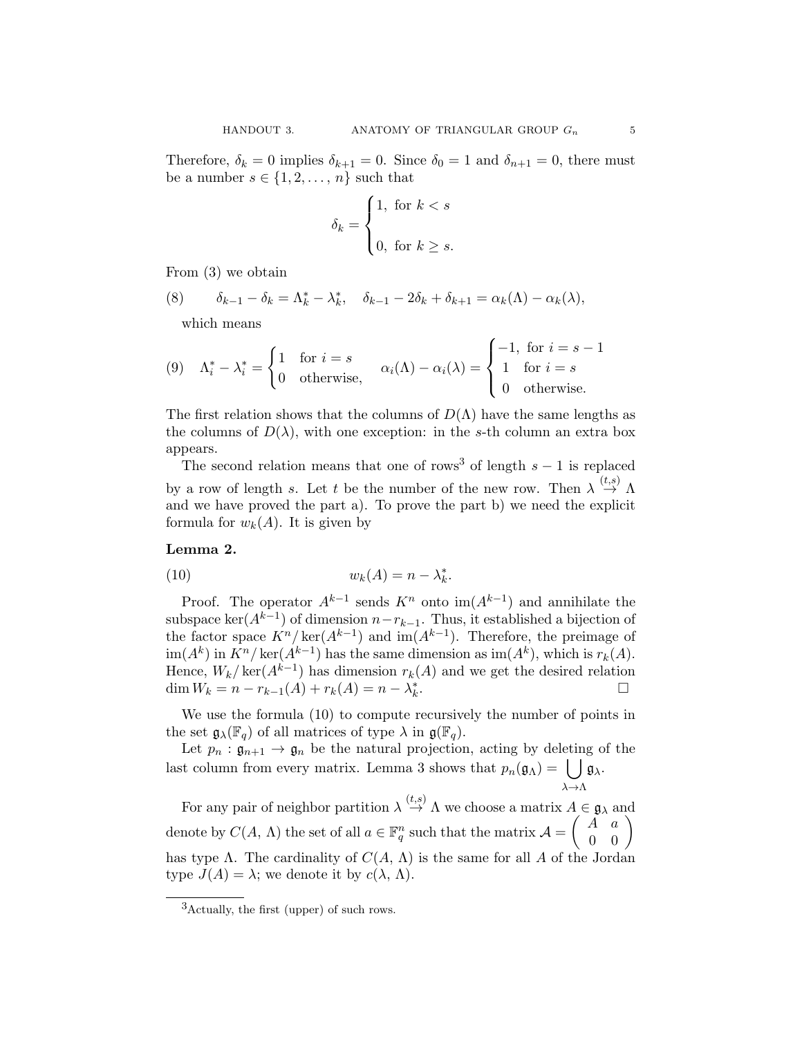Therefore, $\delta_k = 0$ implies $\delta_{k+1} = 0$. Since $\delta_0 = 1$ and $\delta_{n+1} = 0$, there must be a number $s \in \{1, 2, \ldots, n\}$ such that

$$\delta_k = \begin{cases} 1, & \text{for } k < s \\ \\ 0, & \text{for } k \geq s. \end{cases}$$

From (3) we obtain

$$\delta_{k-1} - \delta_k = \Lambda_k^* - \lambda_k^*, \quad \delta_{k-1} - 2\delta_k + \delta_{k+1} = \alpha_k(\Lambda) - \alpha_k(\lambda), \tag{8}$$

which means

$$\Lambda_i^* - \lambda_i^* = \begin{cases} 1 & \text{for } i = s \\ 0 & \text{otherwise,} \end{cases} \qquad \alpha_i(\Lambda) - \alpha_i(\lambda) = \begin{cases} -1, & \text{for } i = s-1 \\ 1 & \text{for } i = s \\ 0 & \text{otherwise.} \end{cases} \tag{9}$$

The first relation shows that the columns of $D(\Lambda)$ have the same lengths as the columns of $D(\lambda)$, with one exception: in the $s$-th column an extra box appears.

The second relation means that one of rows[3] of length $s-1$ is replaced by a row of length $s$. Let $t$ be the number of the new row. Then $\lambda \overset{(t,s)}{\to} \Lambda$ and we have proved the part a). To prove the part b) we need the explicit formula for $w_k(A)$. It is given by

**Lemma 2.**

$$w_k(A) = n - \lambda_k^*. \tag{10}$$

Proof. The operator $A^{k-1}$ sends $K^n$ onto $\operatorname{im}(A^{k-1})$ and annihilate the subspace $\ker(A^{k-1})$ of dimension $n - r_{k-1}$. Thus, it established a bijection of the factor space $K^n/\ker(A^{k-1})$ and $\operatorname{im}(A^{k-1})$. Therefore, the preimage of $\operatorname{im}(A^k)$ in $K^n/\ker(A^{k-1})$ has the same dimension as $\operatorname{im}(A^k)$, which is $r_k(A)$. Hence, $W_k/\ker(A^{k-1})$ has dimension $r_k(A)$ and we get the desired relation $\dim W_k = n - r_{k-1}(A) + r_k(A) = n - \lambda_k^*$. $\square$

We use the formula (10) to compute recursively the number of points in the set $\mathfrak{g}_\lambda(\mathbb{F}_q)$ of all matrices of type $\lambda$ in $\mathfrak{g}(\mathbb{F}_q)$.

Let $p_n : \mathfrak{g}_{n+1} \to \mathfrak{g}_n$ be the natural projection, acting by deleting of the last column from every matrix. Lemma 3 shows that $p_n(\mathfrak{g}_\Lambda) = \bigcup\limits_{\lambda \to \Lambda} \mathfrak{g}_\lambda$.

For any pair of neighbor partition $\lambda \overset{(t,s)}{\to} \Lambda$ we choose a matrix $A \in \mathfrak{g}_\lambda$ and denote by $C(A, \Lambda)$ the set of all $a \in \mathbb{F}_q^n$ such that the matrix $\mathcal{A} = \begin{pmatrix} A & a \\ 0 & 0 \end{pmatrix}$ has type $\Lambda$. The cardinality of $C(A, \Lambda)$ is the same for all $A$ of the Jordan type $J(A) = \lambda$; we denote it by $c(\lambda, \Lambda)$.

---

[3] Actually, the first (upper) of such rows.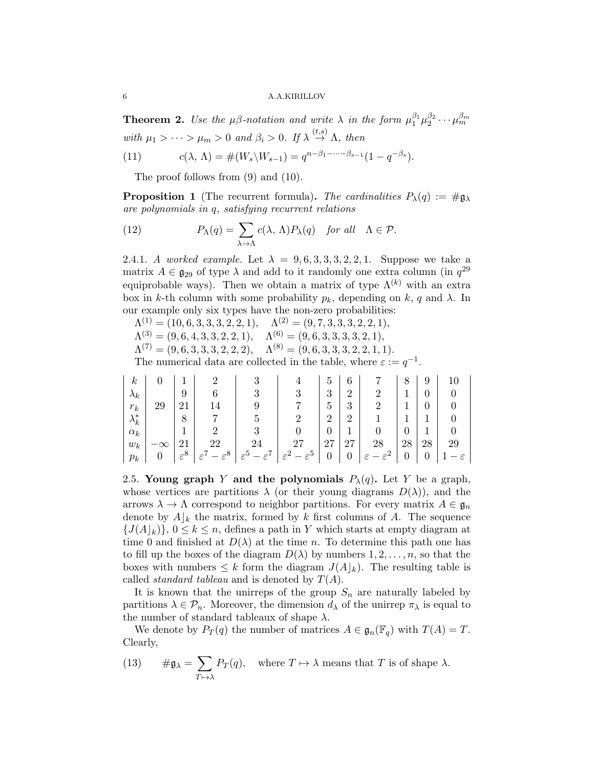**Theorem 2.** *Use the $\mu\beta$-notation and write $\lambda$ in the form $\mu_1^{\beta_1}\mu_2^{\beta_2}\cdots\mu_m^{\beta_m}$ with $\mu_1 > \cdots > \mu_m > 0$ and $\beta_i > 0$. If $\lambda \stackrel{(t,s)}{\to} \Lambda$, then*

$$c(\lambda, \Lambda) = \#(W_s \backslash W_{s-1}) = q^{n-\beta_1-\cdots-\beta_{s-1}}(1 - q^{-\beta_s}). \tag{11}$$

The proof follows from (9) and (10).

**Proposition 1** (The recurrent formula)**.** *The cardinalities $P_\lambda(q) := \#\mathfrak{g}_\lambda$ are polynomials in $q$, satisfying recurrent relations*

$$P_\Lambda(q) = \sum_{\lambda \to \Lambda} c(\lambda, \Lambda) P_\lambda(q) \quad \textit{for all} \quad \Lambda \in \mathcal{P}. \tag{12}$$

2.4.1. *A worked example.* Let $\lambda = 9, 6, 3, 3, 3, 2, 2, 1$. Suppose we take a matrix $A \in \mathfrak{g}_{29}$ of type $\lambda$ and add to it randomly one extra column (in $q^{29}$ equiprobable ways). Then we obtain a matrix of type $\Lambda^{(k)}$ with an extra box in $k$-th column with some probability $p_k$, depending on $k$, $q$ and $\lambda$. In our example only six types have the non-zero probabilities:

$\Lambda^{(1)} = (10, 6, 3, 3, 3, 2, 2, 1)$, $\quad \Lambda^{(2)} = (9, 7, 3, 3, 3, 2, 2, 1)$,
$\Lambda^{(3)} = (9, 6, 4, 3, 3, 2, 2, 1)$, $\quad \Lambda^{(6)} = (9, 6, 3, 3, 3, 3, 2, 1)$,
$\Lambda^{(7)} = (9, 6, 3, 3, 3, 2, 2, 2)$, $\quad \Lambda^{(8)} = (9, 6, 3, 3, 3, 2, 2, 1, 1)$.

The numerical data are collected in the table, where $\varepsilon := q^{-1}$.

| $k$ | 0 | 1 | 2 | 3 | 4 | 5 | 6 | 7 | 8 | 9 | 10 |
|---|---|---|---|---|---|---|---|---|---|---|---|
| $\lambda_k$ | | 9 | 6 | 3 | 3 | 3 | 2 | 2 | 1 | 0 | 0 |
| $r_k$ | 29 | 21 | 14 | 9 | 7 | 5 | 3 | 2 | 1 | 0 | 0 |
| $\lambda_k^*$ | | 8 | 7 | 5 | 2 | 2 | 2 | 1 | 1 | 1 | 0 |
| $\alpha_k$ | | 1 | 2 | 3 | 0 | 0 | 1 | 0 | 0 | 1 | 0 |
| $w_k$ | $-\infty$ | 21 | 22 | 24 | 27 | 27 | 27 | 28 | 28 | 28 | 29 |
| $p_k$ | 0 | $\varepsilon^8$ | $\varepsilon^7 - \varepsilon^8$ | $\varepsilon^5 - \varepsilon^7$ | $\varepsilon^2 - \varepsilon^5$ | 0 | 0 | $\varepsilon - \varepsilon^2$ | 0 | 0 | $1 - \varepsilon$ |

2.5. **Young graph $Y$ and the polynomials $P_\lambda(q)$.** Let $Y$ be a graph, whose vertices are partitions $\lambda$ (or their young diagrams $D(\lambda)$), and the arrows $\lambda \to \Lambda$ correspond to neighbor partitions. For every matrix $A \in \mathfrak{g}_n$ denote by $A\rfloor_k$ the matrix, formed by $k$ first columns of $A$. The sequence $\{J(A\rfloor_k)\}$, $0 \le k \le n$, defines a path in $Y$ which starts at empty diagram at time 0 and finished at $D(\lambda)$ at the time $n$. To determine this path one has to fill up the boxes of the diagram $D(\lambda)$ by numbers $1, 2, \ldots, n$, so that the boxes with numbers $\le k$ form the diagram $J(A\rfloor_k)$. The resulting table is called *standard tableau* and is denoted by $T(A)$.

It is known that the unirreps of the group $S_n$ are naturally labeled by partitions $\lambda \in \mathcal{P}_n$. Moreover, the dimension $d_\lambda$ of the unirrep $\pi_\lambda$ is equal to the number of standard tableaux of shape $\lambda$.

We denote by $P_T(q)$ the number of matrices $A \in \mathfrak{g}_n(\mathbb{F}_q)$ with $T(A) = T$. Clearly,

$$\#\mathfrak{g}_\lambda = \sum_{T \mapsto \lambda} P_T(q), \quad \text{where } T \mapsto \lambda \text{ means that } T \text{ is of shape } \lambda. \tag{13}$$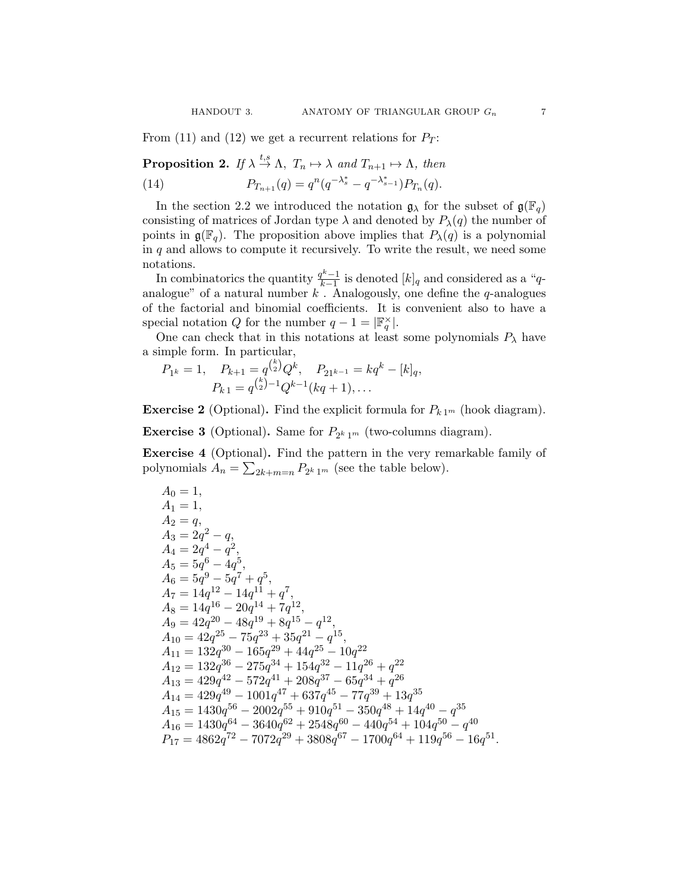From (11) and (12) we get a recurrent relations for $P_T$:

**Proposition 2.** *If $\lambda \overset{t,s}{\to} \Lambda,\ T_n \mapsto \lambda$ and $T_{n+1} \mapsto \Lambda$, then*

$$P_{T_{n+1}}(q) = q^n(q^{-\lambda_s^*} - q^{-\lambda_{s-1}^*})P_{T_n}(q). \tag{14}$$

In the section 2.2 we introduced the notation $\mathfrak{g}_\lambda$ for the subset of $\mathfrak{g}(\mathbb{F}_q)$ consisting of matrices of Jordan type $\lambda$ and denoted by $P_\lambda(q)$ the number of points in $\mathfrak{g}(\mathbb{F}_q)$. The proposition above implies that $P_\lambda(q)$ is a polynomial in $q$ and allows to compute it recursively. To write the result, we need some notations.

In combinatorics the quantity $\frac{q^k-1}{k-1}$ is denoted $[k]_q$ and considered as a "$q$-analogue" of a natural number $k$ . Analogously, one define the $q$-analogues of the factorial and binomial coefficients. It is convenient also to have a special notation $Q$ for the number $q-1 = |\mathbb{F}_q^\times|$.

One can check that in this notations at least some polynomials $P_\lambda$ have a simple form. In particular,

$$P_{1^k} = 1, \quad P_{k+1} = q^{\binom{k}{2}}Q^k, \quad P_{21^{k-1}} = kq^k - [k]_q,$$
$$P_{k\,1} = q^{\binom{k}{2}-1}Q^{k-1}(kq+1), \ldots$$

**Exercise 2** (Optional)**.** Find the explicit formula for $P_{k\,1^m}$ (hook diagram).

**Exercise 3** (Optional)**.** Same for $P_{2^k\,1^m}$ (two-columns diagram).

**Exercise 4** (Optional)**.** Find the pattern in the very remarkable family of polynomials $A_n = \sum_{2k+m=n} P_{2^k\,1^m}$ (see the table below).

$A_0 = 1,$
$A_1 = 1,$
$A_2 = q,$
$A_3 = 2q^2 - q,$
$A_4 = 2q^4 - q^2,$
$A_5 = 5q^6 - 4q^5,$
$A_6 = 5q^9 - 5q^7 + q^5,$
$A_7 = 14q^{12} - 14q^{11} + q^7,$
$A_8 = 14q^{16} - 20q^{14} + 7q^{12},$
$A_9 = 42q^{20} - 48q^{19} + 8q^{15} - q^{12},$
$A_{10} = 42q^{25} - 75q^{23} + 35q^{21} - q^{15},$
$A_{11} = 132q^{30} - 165q^{29} + 44q^{25} - 10q^{22}$
$A_{12} = 132q^{36} - 275q^{34} + 154q^{32} - 11q^{26} + q^{22}$
$A_{13} = 429q^{42} - 572q^{41} + 208q^{37} - 65q^{34} + q^{26}$
$A_{14} = 429q^{49} - 1001q^{47} + 637q^{45} - 77q^{39} + 13q^{35}$
$A_{15} = 1430q^{56} - 2002q^{55} + 910q^{51} - 350q^{48} + 14q^{40} - q^{35}$
$A_{16} = 1430q^{64} - 3640q^{62} + 2548q^{60} - 440q^{54} + 104q^{50} - q^{40}$
$P_{17} = 4862q^{72} - 7072q^{29} + 3808q^{67} - 1700q^{64} + 119q^{56} - 16q^{51}.$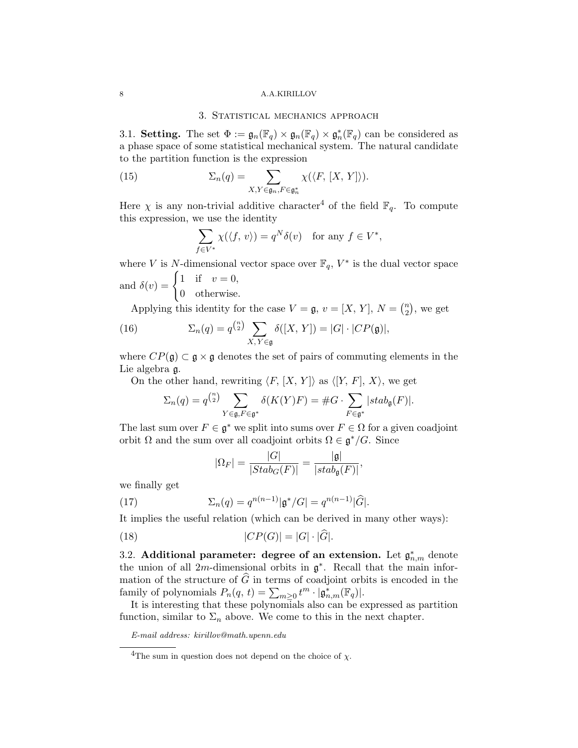## 3. Statistical mechanics approach

3.1. **Setting.** The set $\Phi := \mathfrak{g}_n(\mathbb{F}_q) \times \mathfrak{g}_n(\mathbb{F}_q) \times \mathfrak{g}_n^*(\mathbb{F}_q)$ can be considered as a phase space of some statistical mechanical system. The natural candidate to the partition function is the expression

$$\Sigma_n(q) = \sum_{X,Y \in \mathfrak{g}_n, F \in \mathfrak{g}_n^*} \chi(\langle F, [X, Y]\rangle). \tag{15}$$

Here $\chi$ is any non-trivial additive character[4] of the field $\mathbb{F}_q$. To compute this expression, we use the identity

$$\sum_{f \in V^*} \chi(\langle f, v\rangle) = q^N \delta(v) \quad \text{for any } f \in V^*,$$

where $V$ is $N$-dimensional vector space over $\mathbb{F}_q$, $V^*$ is the dual vector space and $\delta(v) = \begin{cases} 1 & \text{if} \quad v = 0, \\ 0 & \text{otherwise.} \end{cases}$

Applying this identity for the case $V = \mathfrak{g}$, $v = [X, Y]$, $N = \binom{n}{2}$, we get

$$\Sigma_n(q) = q^{\binom{n}{2}} \sum_{X, Y \in \mathfrak{g}} \delta([X, Y]) = |G| \cdot |CP(\mathfrak{g})|, \tag{16}$$

where $CP(\mathfrak{g}) \subset \mathfrak{g} \times \mathfrak{g}$ denotes the set of pairs of commuting elements in the Lie algebra $\mathfrak{g}$.

On the other hand, rewriting $\langle F, [X, Y]\rangle$ as $\langle [Y, F], X\rangle$, we get

$$\Sigma_n(q) = q^{\binom{n}{2}} \sum_{Y \in \mathfrak{g}, F \in \mathfrak{g}^*} \delta(K(Y)F) = \#G \cdot \sum_{F \in \mathfrak{g}^*} |stab_{\mathfrak{g}}(F)|.$$

The last sum over $F \in \mathfrak{g}^*$ we split into sums over $F \in \Omega$ for a given coadjoint orbit $\Omega$ and the sum over all coadjoint orbits $\Omega \in \mathfrak{g}^*/G$. Since

$$|\Omega_F| = \frac{|G|}{|Stab_G(F)|} = \frac{|\mathfrak{g}|}{|stab_{\mathfrak{g}}(F)|},$$

we finally get

$$\Sigma_n(q) = q^{n(n-1)} |\mathfrak{g}^*/G| = q^{n(n-1)} |\widehat{G}|. \tag{17}$$

It implies the useful relation (which can be derived in many other ways):

$$|CP(G)| = |G| \cdot |\widehat{G}|. \tag{18}$$

3.2. **Additional parameter: degree of an extension.** Let $\mathfrak{g}_{n,m}^*$ denote the union of all $2m$-dimensional orbits in $\mathfrak{g}^*$. Recall that the main information of the structure of $\widehat{G}$ in terms of coadjoint orbits is encoded in the family of polynomials $P_n(q, t) = \sum_{m \geq 0} t^m \cdot |\mathfrak{g}_{n,m}^*(\mathbb{F}_q)|$.

It is interesting that these polynomials also can be expressed as partition function, similar to $\Sigma_n$ above. We come to this in the next chapter.

*E-mail address*: *kirillov@math.upenn.edu*

[4] The sum in question does not depend on the choice of $\chi$.